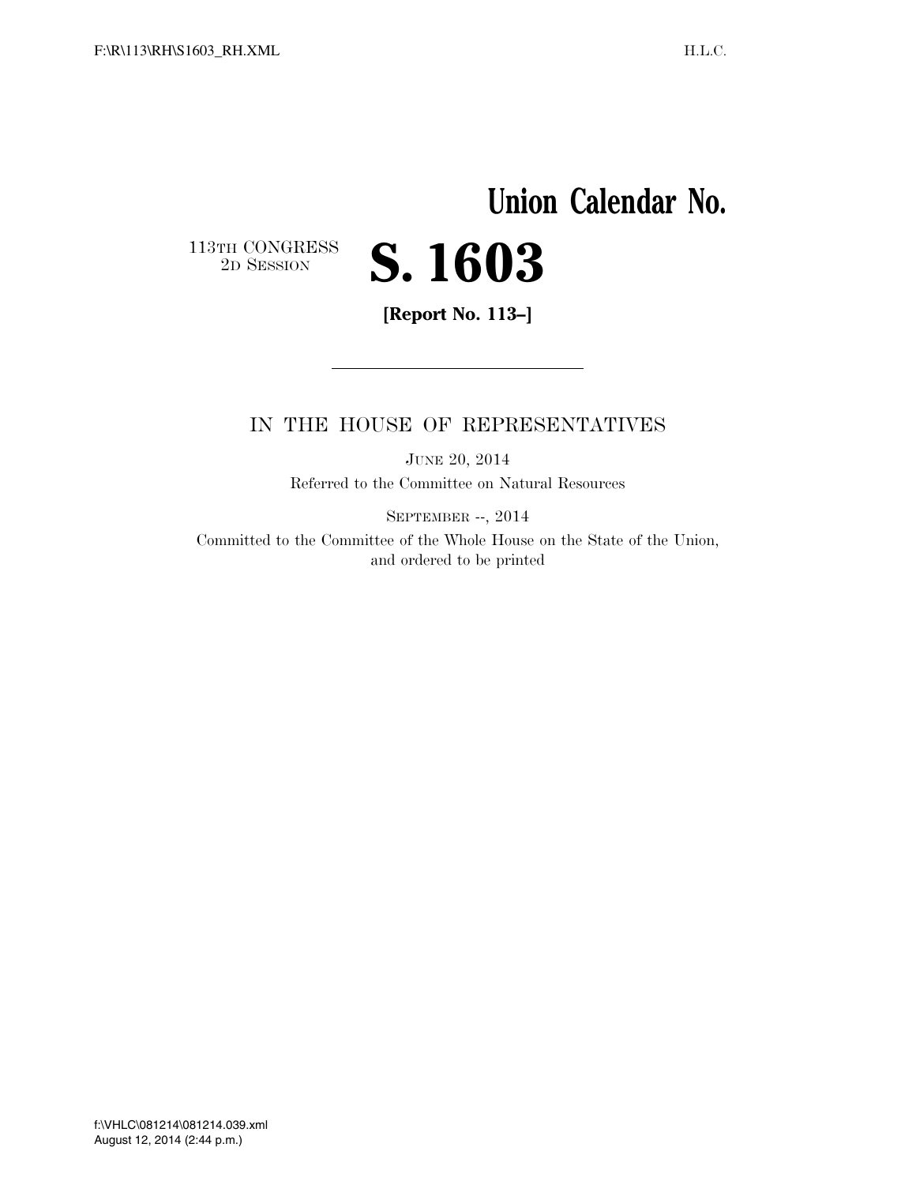# Union Calendar No.

113TH CONGRESS
2D SESSION

# S. 1603

**[Report No. 113–]**

---

IN THE HOUSE OF REPRESENTATIVES

JUNE 20, 2014

Referred to the Committee on Natural Resources

SEPTEMBER --, 2014

Committed to the Committee of the Whole House on the State of the Union, and ordered to be printed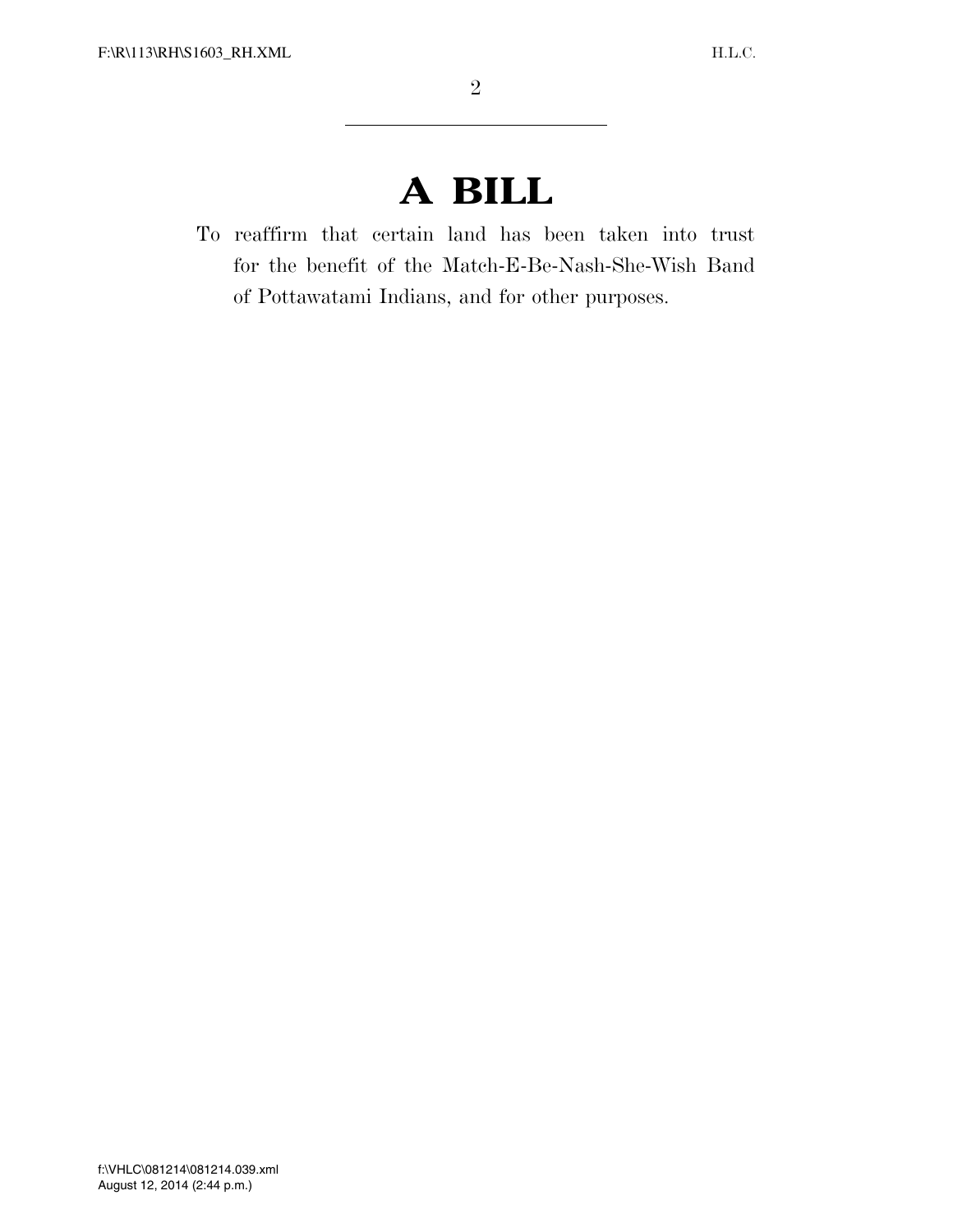# A BILL

To reaffirm that certain land has been taken into trust for the benefit of the Match-E-Be-Nash-She-Wish Band of Pottawatami Indians, and for other purposes.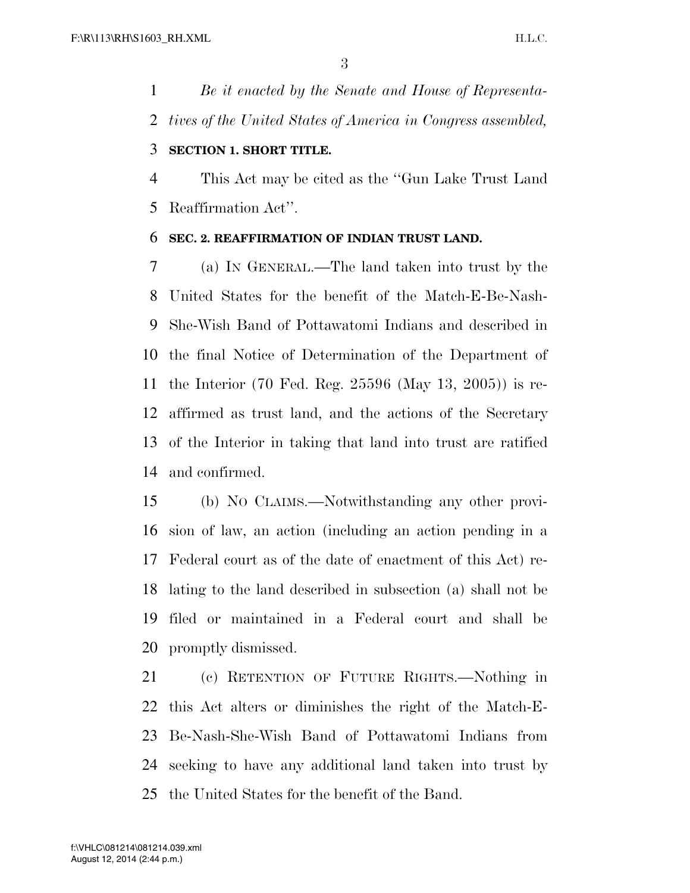*Be it enacted by the Senate and House of Representatives of the United States of America in Congress assembled,*

**SECTION 1. SHORT TITLE.**

This Act may be cited as the "Gun Lake Trust Land Reaffirmation Act".

**SEC. 2. REAFFIRMATION OF INDIAN TRUST LAND.**

(a) IN GENERAL.—The land taken into trust by the United States for the benefit of the Match-E-Be-Nash-She-Wish Band of Pottawatomi Indians and described in the final Notice of Determination of the Department of the Interior (70 Fed. Reg. 25596 (May 13, 2005)) is reaffirmed as trust land, and the actions of the Secretary of the Interior in taking that land into trust are ratified and confirmed.

(b) NO CLAIMS.—Notwithstanding any other provision of law, an action (including an action pending in a Federal court as of the date of enactment of this Act) relating to the land described in subsection (a) shall not be filed or maintained in a Federal court and shall be promptly dismissed.

(c) RETENTION OF FUTURE RIGHTS.—Nothing in this Act alters or diminishes the right of the Match-E-Be-Nash-She-Wish Band of Pottawatomi Indians from seeking to have any additional land taken into trust by the United States for the benefit of the Band.